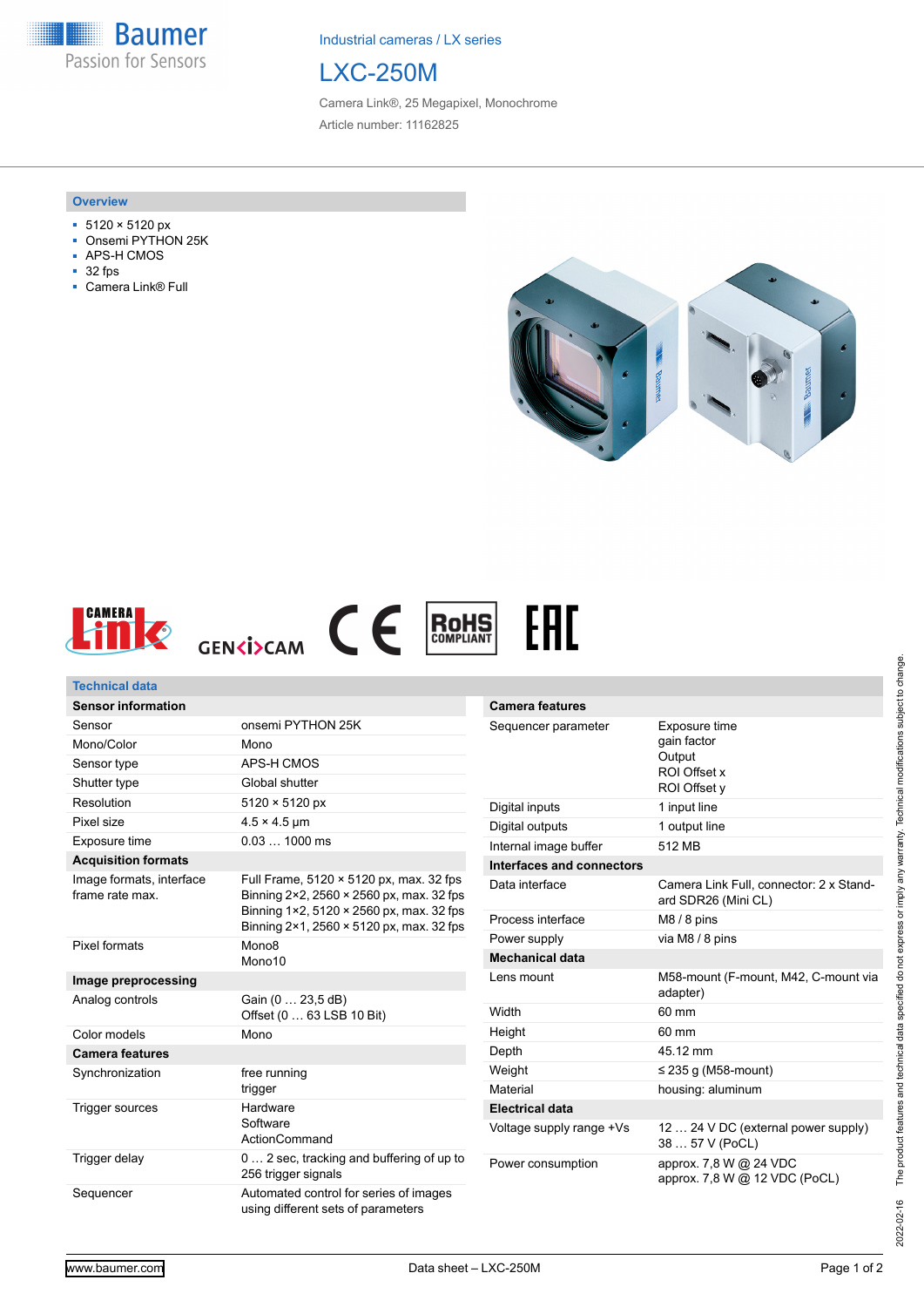Baumer
Passion for Sensors

Industrial cameras / LX series

# LXC-250M

Camera Link®, 25 Megapixel, Monochrome

Article number: 11162825

## Overview

- 5120 × 5120 px
- Onsemi PYTHON 25K
- APS-H CMOS
- 32 fps
- Camera Link® Full

## Technical data

| Sensor information | |
|---|---|
| Sensor | onsemi PYTHON 25K |
| Mono/Color | Mono |
| Sensor type | APS-H CMOS |
| Shutter type | Global shutter |
| Resolution | 5120 × 5120 px |
| Pixel size | 4.5 × 4.5 µm |
| Exposure time | 0.03 … 1000 ms |
| **Acquisition formats** | |
| Image formats, interface frame rate max. | Full Frame, 5120 × 5120 px, max. 32 fps<br>Binning 2×2, 2560 × 2560 px, max. 32 fps<br>Binning 1×2, 5120 × 2560 px, max. 32 fps<br>Binning 2×1, 2560 × 5120 px, max. 32 fps |
| Pixel formats | Mono8<br>Mono10 |
| **Image preprocessing** | |
| Analog controls | Gain (0 … 23,5 dB)<br>Offset (0 … 63 LSB 10 Bit) |
| Color models | Mono |
| **Camera features** | |
| Synchronization | free running<br>trigger |
| Trigger sources | Hardware<br>Software<br>ActionCommand |
| Trigger delay | 0 … 2 sec, tracking and buffering of up to 256 trigger signals |
| Sequencer | Automated control for series of images using different sets of parameters |

| Camera features | |
|---|---|
| Sequencer parameter | Exposure time<br>gain factor<br>Output<br>ROI Offset x<br>ROI Offset y |
| Digital inputs | 1 input line |
| Digital outputs | 1 output line |
| Internal image buffer | 512 MB |
| **Interfaces and connectors** | |
| Data interface | Camera Link Full, connector: 2 x Standard SDR26 (Mini CL) |
| Process interface | M8 / 8 pins |
| Power supply | via M8 / 8 pins |
| **Mechanical data** | |
| Lens mount | M58-mount (F-mount, M42, C-mount via adapter) |
| Width | 60 mm |
| Height | 60 mm |
| Depth | 45.12 mm |
| Weight | ≤ 235 g (M58-mount) |
| Material | housing: aluminum |
| **Electrical data** | |
| Voltage supply range +Vs | 12 … 24 V DC (external power supply)<br>38 … 57 V (PoCL) |
| Power consumption | approx. 7,8 W @ 24 VDC<br>approx. 7,8 W @ 12 VDC (PoCL) |

2022-02-16 The product features and technical data specified do not express or imply any warranty. Technical modifications subject to change.

www.baumer.com | Data sheet – LXC-250M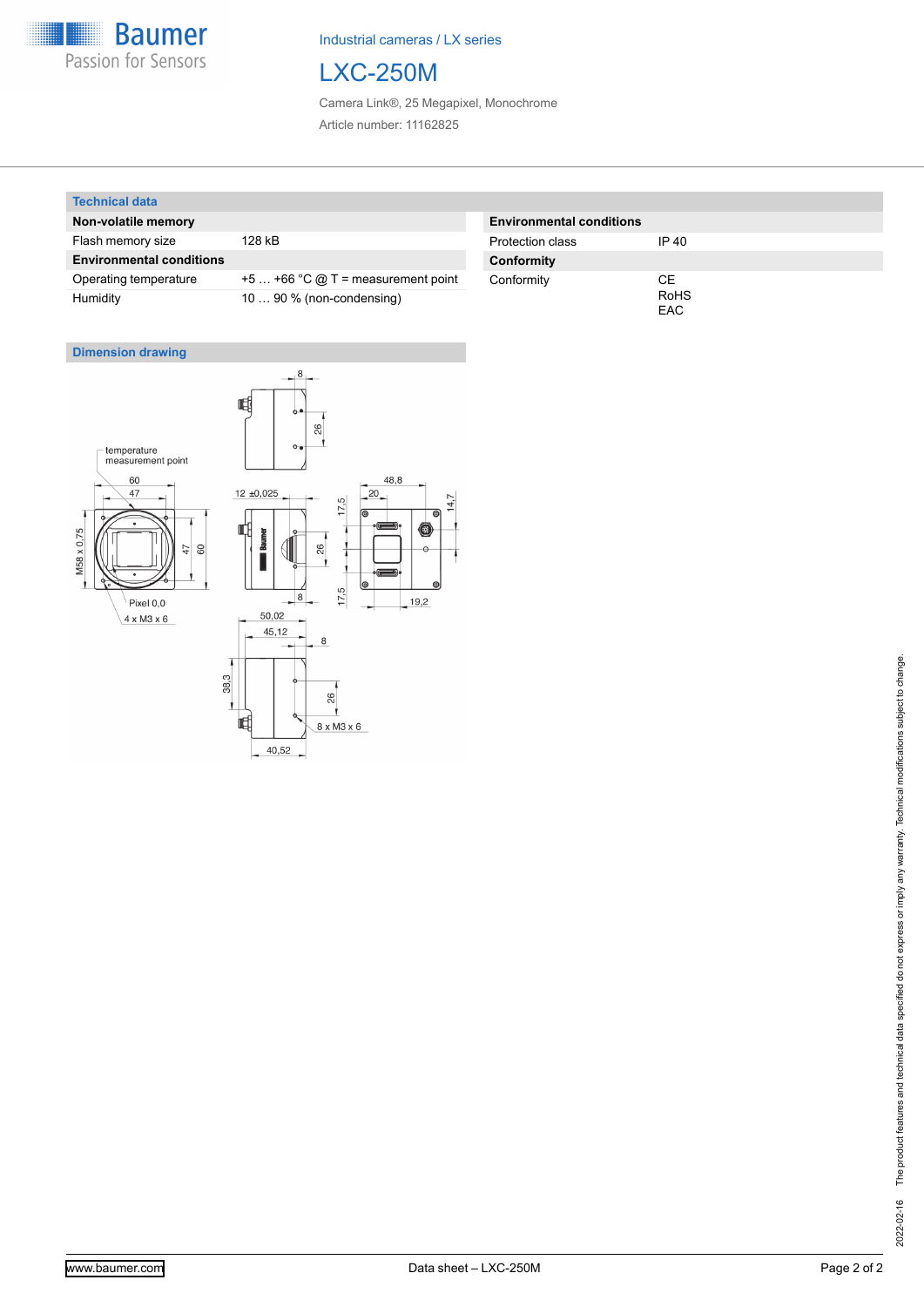Industrial cameras / LX series

# LXC-250M

Camera Link®, 25 Megapixel, Monochrome

Article number: 11162825

## Technical data

| | |
|---|---|
| **Non-volatile memory** | |
| Flash memory size | 128 kB |
| **Environmental conditions** | |
| Operating temperature | +5 … +66 °C @ T = measurement point |
| Humidity | 10 … 90 % (non-condensing) |

| | |
|---|---|
| **Environmental conditions** | |
| Protection class | IP 40 |
| **Conformity** | |
| Conformity | CE<br>RoHS<br>EAC |

## Dimension drawing

temperature measurement point
60
47
M58 x 0,75
47
60
Pixel 0,0
4 x M3 x 6
8
26
12 ±0,025
17,5
26
8
17,5
48,8
20
14,7
19,2
50,02
45,12
8
38,3
26
8 x M3 x 6
40,52

2022-02-16 The product features and technical data specified do not express or imply any warranty. Technical modifications subject to change.

www.baumer.com

Data sheet – LXC-250M